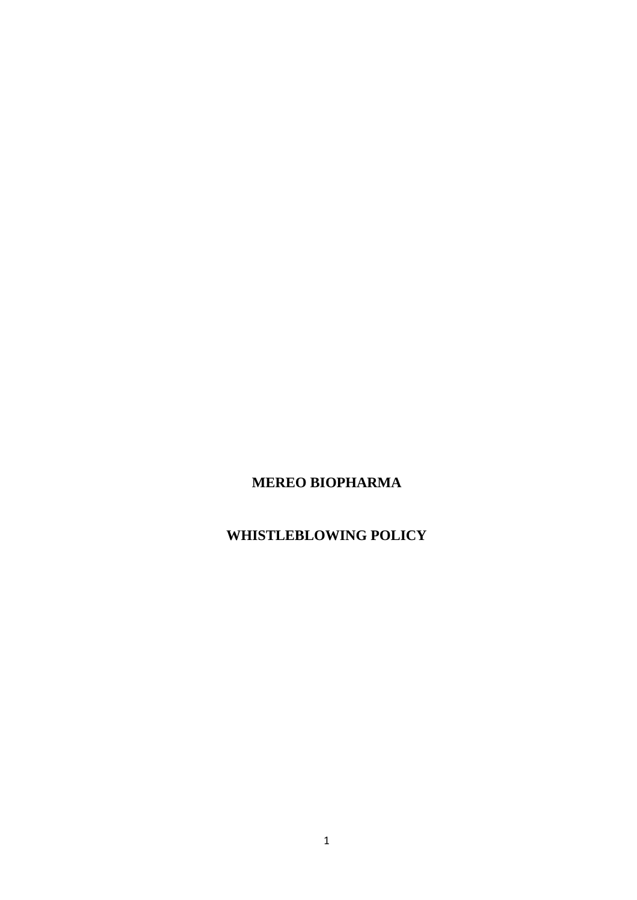# MEREO BIOPHARMA

# WHISTLEBLOWING POLICY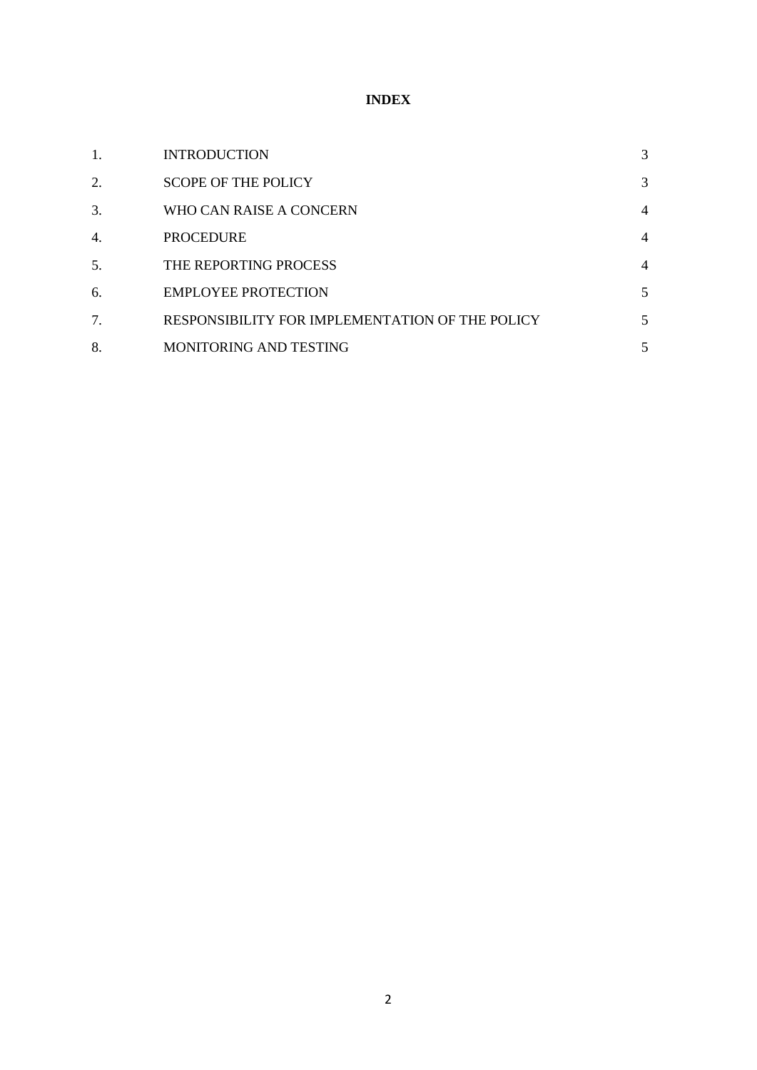# INDEX

| | | |
|---|---|---|
| 1. | INTRODUCTION | 3 |
| 2. | SCOPE OF THE POLICY | 3 |
| 3. | WHO CAN RAISE A CONCERN | 4 |
| 4. | PROCEDURE | 4 |
| 5. | THE REPORTING PROCESS | 4 |
| 6. | EMPLOYEE PROTECTION | 5 |
| 7. | RESPONSIBILITY FOR IMPLEMENTATION OF THE POLICY | 5 |
| 8. | MONITORING AND TESTING | 5 |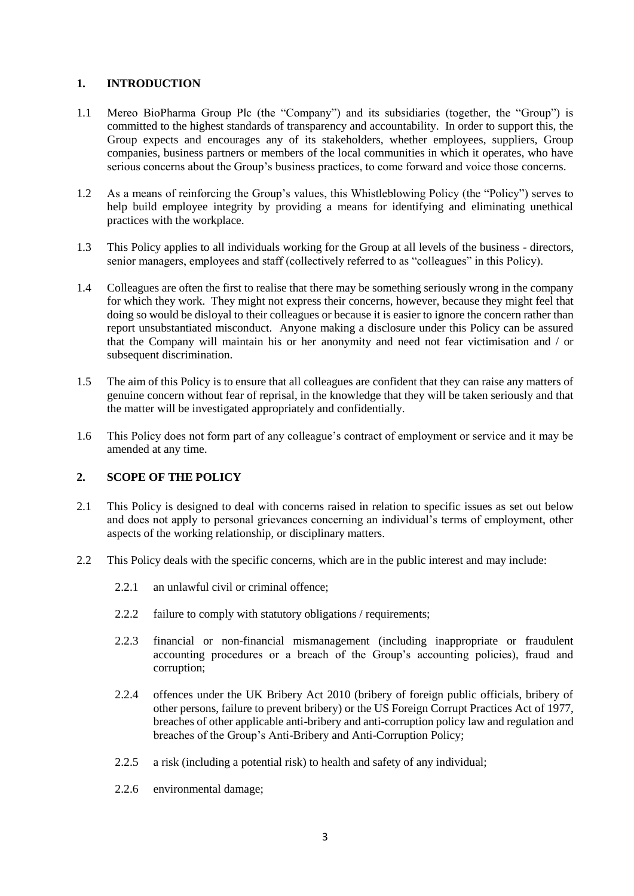## 1. INTRODUCTION

1.1 Mereo BioPharma Group Plc (the "Company") and its subsidiaries (together, the "Group") is committed to the highest standards of transparency and accountability. In order to support this, the Group expects and encourages any of its stakeholders, whether employees, suppliers, Group companies, business partners or members of the local communities in which it operates, who have serious concerns about the Group's business practices, to come forward and voice those concerns.

1.2 As a means of reinforcing the Group's values, this Whistleblowing Policy (the "Policy") serves to help build employee integrity by providing a means for identifying and eliminating unethical practices with the workplace.

1.3 This Policy applies to all individuals working for the Group at all levels of the business - directors, senior managers, employees and staff (collectively referred to as "colleagues" in this Policy).

1.4 Colleagues are often the first to realise that there may be something seriously wrong in the company for which they work. They might not express their concerns, however, because they might feel that doing so would be disloyal to their colleagues or because it is easier to ignore the concern rather than report unsubstantiated misconduct. Anyone making a disclosure under this Policy can be assured that the Company will maintain his or her anonymity and need not fear victimisation and / or subsequent discrimination.

1.5 The aim of this Policy is to ensure that all colleagues are confident that they can raise any matters of genuine concern without fear of reprisal, in the knowledge that they will be taken seriously and that the matter will be investigated appropriately and confidentially.

1.6 This Policy does not form part of any colleague's contract of employment or service and it may be amended at any time.

## 2. SCOPE OF THE POLICY

2.1 This Policy is designed to deal with concerns raised in relation to specific issues as set out below and does not apply to personal grievances concerning an individual's terms of employment, other aspects of the working relationship, or disciplinary matters.

2.2 This Policy deals with the specific concerns, which are in the public interest and may include:

2.2.1 an unlawful civil or criminal offence;

2.2.2 failure to comply with statutory obligations / requirements;

2.2.3 financial or non-financial mismanagement (including inappropriate or fraudulent accounting procedures or a breach of the Group's accounting policies), fraud and corruption;

2.2.4 offences under the UK Bribery Act 2010 (bribery of foreign public officials, bribery of other persons, failure to prevent bribery) or the US Foreign Corrupt Practices Act of 1977, breaches of other applicable anti-bribery and anti-corruption policy law and regulation and breaches of the Group's Anti-Bribery and Anti-Corruption Policy;

2.2.5 a risk (including a potential risk) to health and safety of any individual;

2.2.6 environmental damage;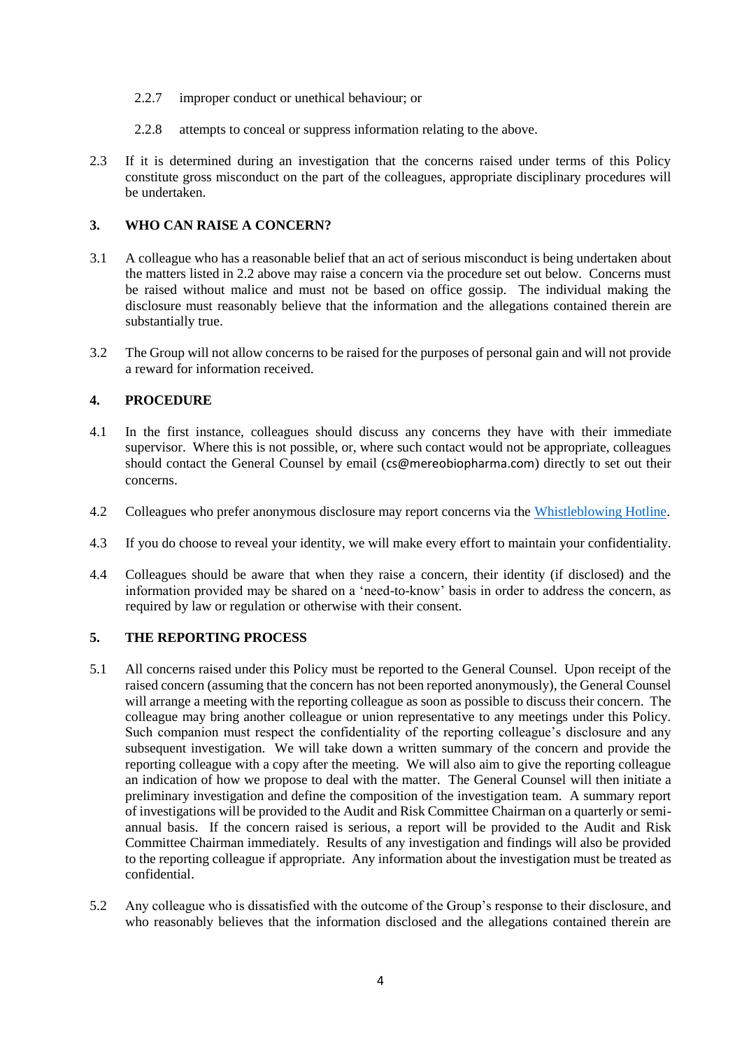2.2.7 improper conduct or unethical behaviour; or

2.2.8 attempts to conceal or suppress information relating to the above.

2.3 If it is determined during an investigation that the concerns raised under terms of this Policy constitute gross misconduct on the part of the colleagues, appropriate disciplinary procedures will be undertaken.

## 3. WHO CAN RAISE A CONCERN?

3.1 A colleague who has a reasonable belief that an act of serious misconduct is being undertaken about the matters listed in 2.2 above may raise a concern via the procedure set out below. Concerns must be raised without malice and must not be based on office gossip. The individual making the disclosure must reasonably believe that the information and the allegations contained therein are substantially true.

3.2 The Group will not allow concerns to be raised for the purposes of personal gain and will not provide a reward for information received.

## 4. PROCEDURE

4.1 In the first instance, colleagues should discuss any concerns they have with their immediate supervisor. Where this is not possible, or, where such contact would not be appropriate, colleagues should contact the General Counsel by email (cs@mereobiopharma.com) directly to set out their concerns.

4.2 Colleagues who prefer anonymous disclosure may report concerns via the Whistleblowing Hotline.

4.3 If you do choose to reveal your identity, we will make every effort to maintain your confidentiality.

4.4 Colleagues should be aware that when they raise a concern, their identity (if disclosed) and the information provided may be shared on a 'need-to-know' basis in order to address the concern, as required by law or regulation or otherwise with their consent.

## 5. THE REPORTING PROCESS

5.1 All concerns raised under this Policy must be reported to the General Counsel. Upon receipt of the raised concern (assuming that the concern has not been reported anonymously), the General Counsel will arrange a meeting with the reporting colleague as soon as possible to discuss their concern. The colleague may bring another colleague or union representative to any meetings under this Policy. Such companion must respect the confidentiality of the reporting colleague's disclosure and any subsequent investigation. We will take down a written summary of the concern and provide the reporting colleague with a copy after the meeting. We will also aim to give the reporting colleague an indication of how we propose to deal with the matter. The General Counsel will then initiate a preliminary investigation and define the composition of the investigation team. A summary report of investigations will be provided to the Audit and Risk Committee Chairman on a quarterly or semi-annual basis. If the concern raised is serious, a report will be provided to the Audit and Risk Committee Chairman immediately. Results of any investigation and findings will also be provided to the reporting colleague if appropriate. Any information about the investigation must be treated as confidential.

5.2 Any colleague who is dissatisfied with the outcome of the Group's response to their disclosure, and who reasonably believes that the information disclosed and the allegations contained therein are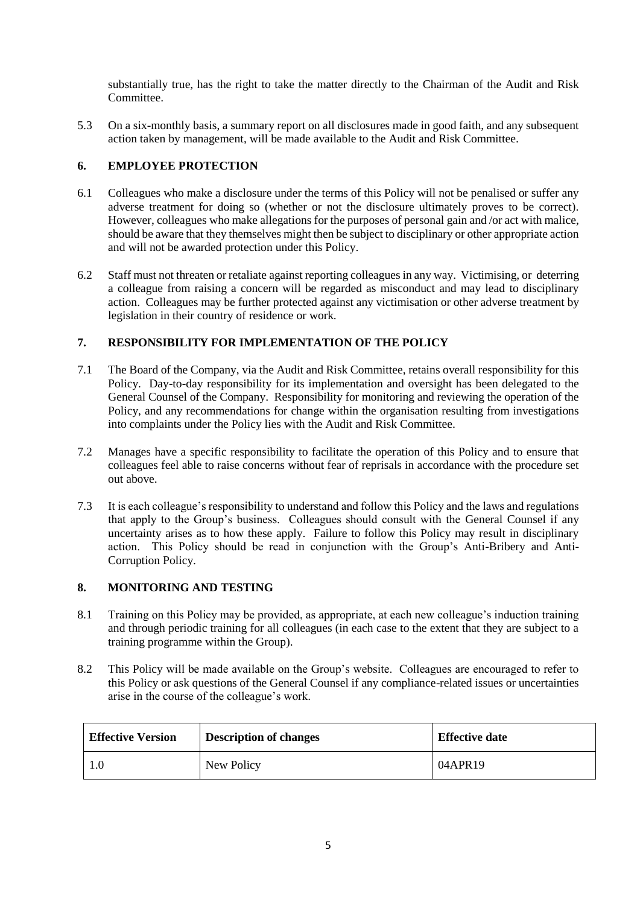substantially true, has the right to take the matter directly to the Chairman of the Audit and Risk Committee.

5.3 On a six-monthly basis, a summary report on all disclosures made in good faith, and any subsequent action taken by management, will be made available to the Audit and Risk Committee.

## 6. EMPLOYEE PROTECTION

6.1 Colleagues who make a disclosure under the terms of this Policy will not be penalised or suffer any adverse treatment for doing so (whether or not the disclosure ultimately proves to be correct). However, colleagues who make allegations for the purposes of personal gain and /or act with malice, should be aware that they themselves might then be subject to disciplinary or other appropriate action and will not be awarded protection under this Policy.

6.2 Staff must not threaten or retaliate against reporting colleagues in any way. Victimising, or deterring a colleague from raising a concern will be regarded as misconduct and may lead to disciplinary action. Colleagues may be further protected against any victimisation or other adverse treatment by legislation in their country of residence or work.

## 7. RESPONSIBILITY FOR IMPLEMENTATION OF THE POLICY

7.1 The Board of the Company, via the Audit and Risk Committee, retains overall responsibility for this Policy. Day-to-day responsibility for its implementation and oversight has been delegated to the General Counsel of the Company. Responsibility for monitoring and reviewing the operation of the Policy, and any recommendations for change within the organisation resulting from investigations into complaints under the Policy lies with the Audit and Risk Committee.

7.2 Manages have a specific responsibility to facilitate the operation of this Policy and to ensure that colleagues feel able to raise concerns without fear of reprisals in accordance with the procedure set out above.

7.3 It is each colleague's responsibility to understand and follow this Policy and the laws and regulations that apply to the Group's business. Colleagues should consult with the General Counsel if any uncertainty arises as to how these apply. Failure to follow this Policy may result in disciplinary action. This Policy should be read in conjunction with the Group's Anti-Bribery and Anti-Corruption Policy.

## 8. MONITORING AND TESTING

8.1 Training on this Policy may be provided, as appropriate, at each new colleague's induction training and through periodic training for all colleagues (in each case to the extent that they are subject to a training programme within the Group).

8.2 This Policy will be made available on the Group's website. Colleagues are encouraged to refer to this Policy or ask questions of the General Counsel if any compliance-related issues or uncertainties arise in the course of the colleague's work.

| Effective Version | Description of changes | Effective date |
|---|---|---|
| 1.0 | New Policy | 04APR19 |